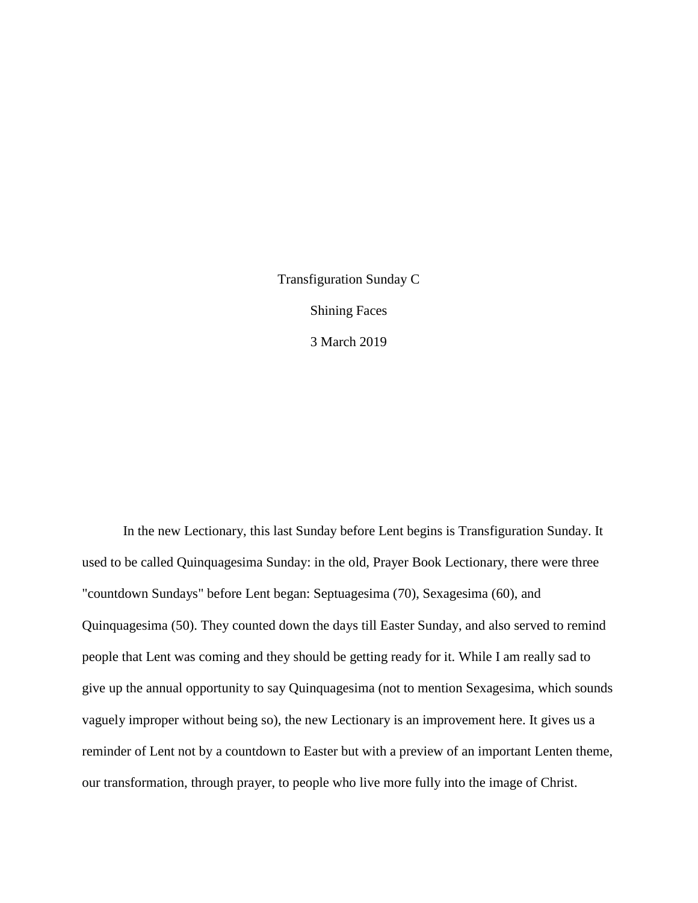# Transfiguration Sunday C

## Shining Faces

3 March 2019

In the new Lectionary, this last Sunday before Lent begins is Transfiguration Sunday. It used to be called Quinquagesima Sunday: in the old, Prayer Book Lectionary, there were three "countdown Sundays" before Lent began: Septuagesima (70), Sexagesima (60), and Quinquagesima (50). They counted down the days till Easter Sunday, and also served to remind people that Lent was coming and they should be getting ready for it. While I am really sad to give up the annual opportunity to say Quinquagesima (not to mention Sexagesima, which sounds vaguely improper without being so), the new Lectionary is an improvement here. It gives us a reminder of Lent not by a countdown to Easter but with a preview of an important Lenten theme, our transformation, through prayer, to people who live more fully into the image of Christ.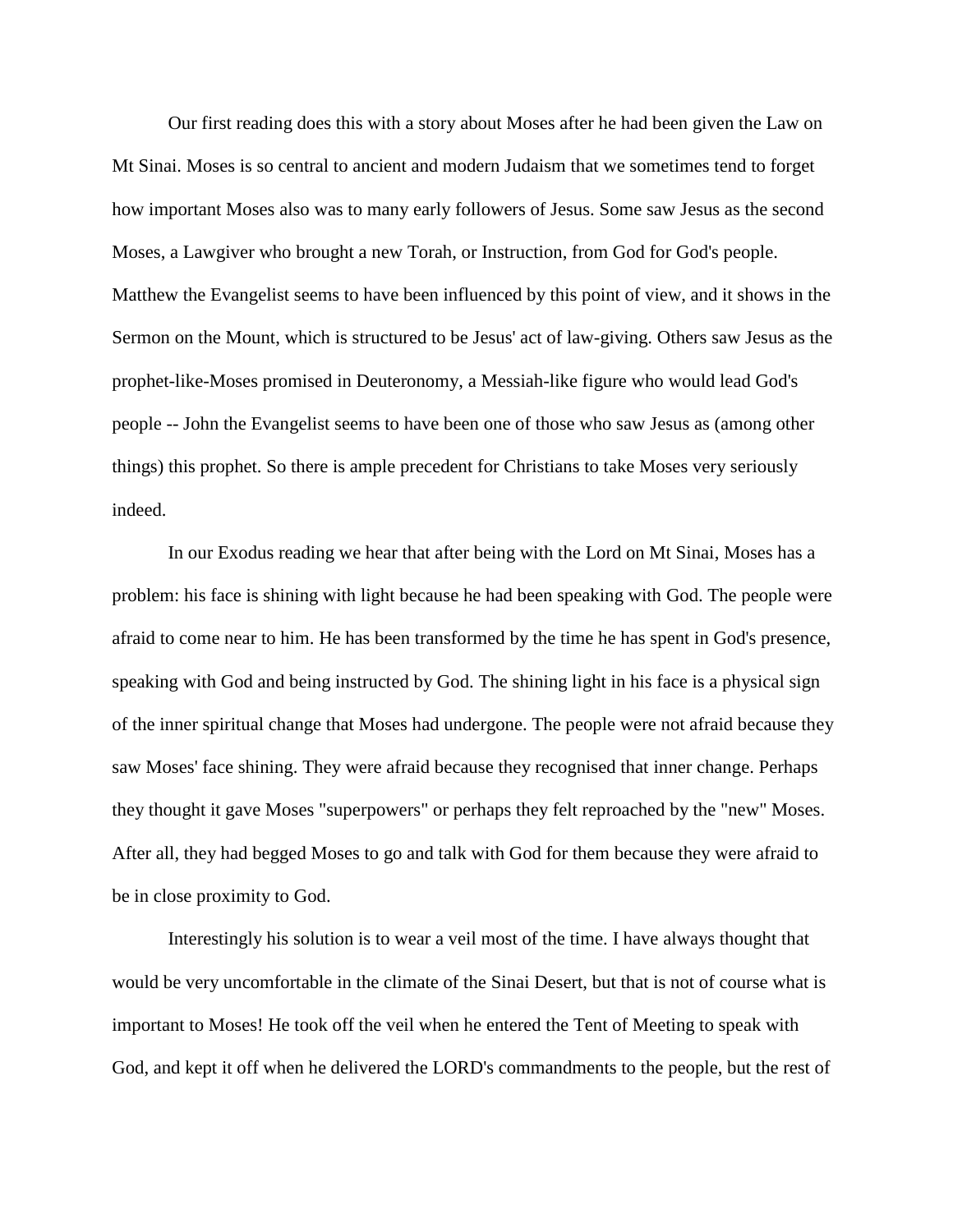Our first reading does this with a story about Moses after he had been given the Law on Mt Sinai. Moses is so central to ancient and modern Judaism that we sometimes tend to forget how important Moses also was to many early followers of Jesus. Some saw Jesus as the second Moses, a Lawgiver who brought a new Torah, or Instruction, from God for God's people. Matthew the Evangelist seems to have been influenced by this point of view, and it shows in the Sermon on the Mount, which is structured to be Jesus' act of law-giving. Others saw Jesus as the prophet-like-Moses promised in Deuteronomy, a Messiah-like figure who would lead God's people -- John the Evangelist seems to have been one of those who saw Jesus as (among other things) this prophet. So there is ample precedent for Christians to take Moses very seriously indeed.

In our Exodus reading we hear that after being with the Lord on Mt Sinai, Moses has a problem: his face is shining with light because he had been speaking with God. The people were afraid to come near to him. He has been transformed by the time he has spent in God's presence, speaking with God and being instructed by God. The shining light in his face is a physical sign of the inner spiritual change that Moses had undergone. The people were not afraid because they saw Moses' face shining. They were afraid because they recognised that inner change. Perhaps they thought it gave Moses "superpowers" or perhaps they felt reproached by the "new" Moses. After all, they had begged Moses to go and talk with God for them because they were afraid to be in close proximity to God.

Interestingly his solution is to wear a veil most of the time. I have always thought that would be very uncomfortable in the climate of the Sinai Desert, but that is not of course what is important to Moses! He took off the veil when he entered the Tent of Meeting to speak with God, and kept it off when he delivered the LORD's commandments to the people, but the rest of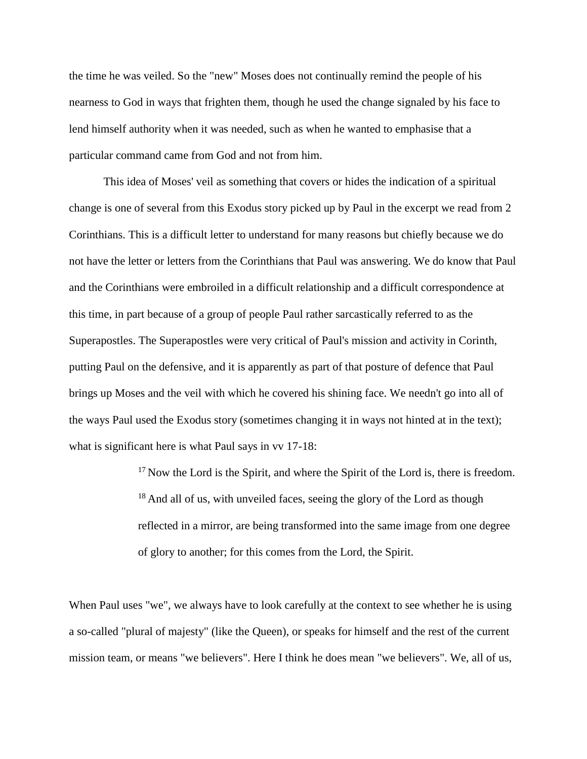the time he was veiled. So the "new" Moses does not continually remind the people of his nearness to God in ways that frighten them, though he used the change signaled by his face to lend himself authority when it was needed, such as when he wanted to emphasise that a particular command came from God and not from him.

This idea of Moses' veil as something that covers or hides the indication of a spiritual change is one of several from this Exodus story picked up by Paul in the excerpt we read from 2 Corinthians. This is a difficult letter to understand for many reasons but chiefly because we do not have the letter or letters from the Corinthians that Paul was answering. We do know that Paul and the Corinthians were embroiled in a difficult relationship and a difficult correspondence at this time, in part because of a group of people Paul rather sarcastically referred to as the Superapostles. The Superapostles were very critical of Paul's mission and activity in Corinth, putting Paul on the defensive, and it is apparently as part of that posture of defence that Paul brings up Moses and the veil with which he covered his shining face. We needn't go into all of the ways Paul used the Exodus story (sometimes changing it in ways not hinted at in the text); what is significant here is what Paul says in vv 17-18:

> [17] Now the Lord is the Spirit, and where the Spirit of the Lord is, there is freedom. [18] And all of us, with unveiled faces, seeing the glory of the Lord as though reflected in a mirror, are being transformed into the same image from one degree of glory to another; for this comes from the Lord, the Spirit.

When Paul uses "we", we always have to look carefully at the context to see whether he is using a so-called "plural of majesty" (like the Queen), or speaks for himself and the rest of the current mission team, or means "we believers". Here I think he does mean "we believers". We, all of us,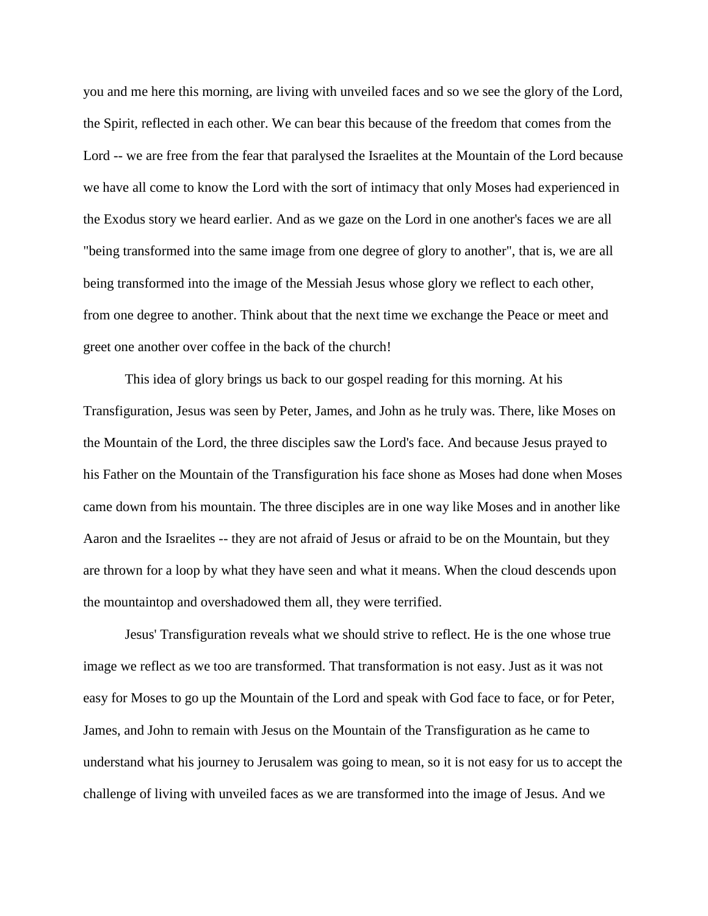you and me here this morning, are living with unveiled faces and so we see the glory of the Lord, the Spirit, reflected in each other. We can bear this because of the freedom that comes from the Lord -- we are free from the fear that paralysed the Israelites at the Mountain of the Lord because we have all come to know the Lord with the sort of intimacy that only Moses had experienced in the Exodus story we heard earlier. And as we gaze on the Lord in one another's faces we are all "being transformed into the same image from one degree of glory to another", that is, we are all being transformed into the image of the Messiah Jesus whose glory we reflect to each other, from one degree to another. Think about that the next time we exchange the Peace or meet and greet one another over coffee in the back of the church!

This idea of glory brings us back to our gospel reading for this morning. At his Transfiguration, Jesus was seen by Peter, James, and John as he truly was. There, like Moses on the Mountain of the Lord, the three disciples saw the Lord's face. And because Jesus prayed to his Father on the Mountain of the Transfiguration his face shone as Moses had done when Moses came down from his mountain. The three disciples are in one way like Moses and in another like Aaron and the Israelites -- they are not afraid of Jesus or afraid to be on the Mountain, but they are thrown for a loop by what they have seen and what it means. When the cloud descends upon the mountaintop and overshadowed them all, they were terrified.

Jesus' Transfiguration reveals what we should strive to reflect. He is the one whose true image we reflect as we too are transformed. That transformation is not easy. Just as it was not easy for Moses to go up the Mountain of the Lord and speak with God face to face, or for Peter, James, and John to remain with Jesus on the Mountain of the Transfiguration as he came to understand what his journey to Jerusalem was going to mean, so it is not easy for us to accept the challenge of living with unveiled faces as we are transformed into the image of Jesus. And we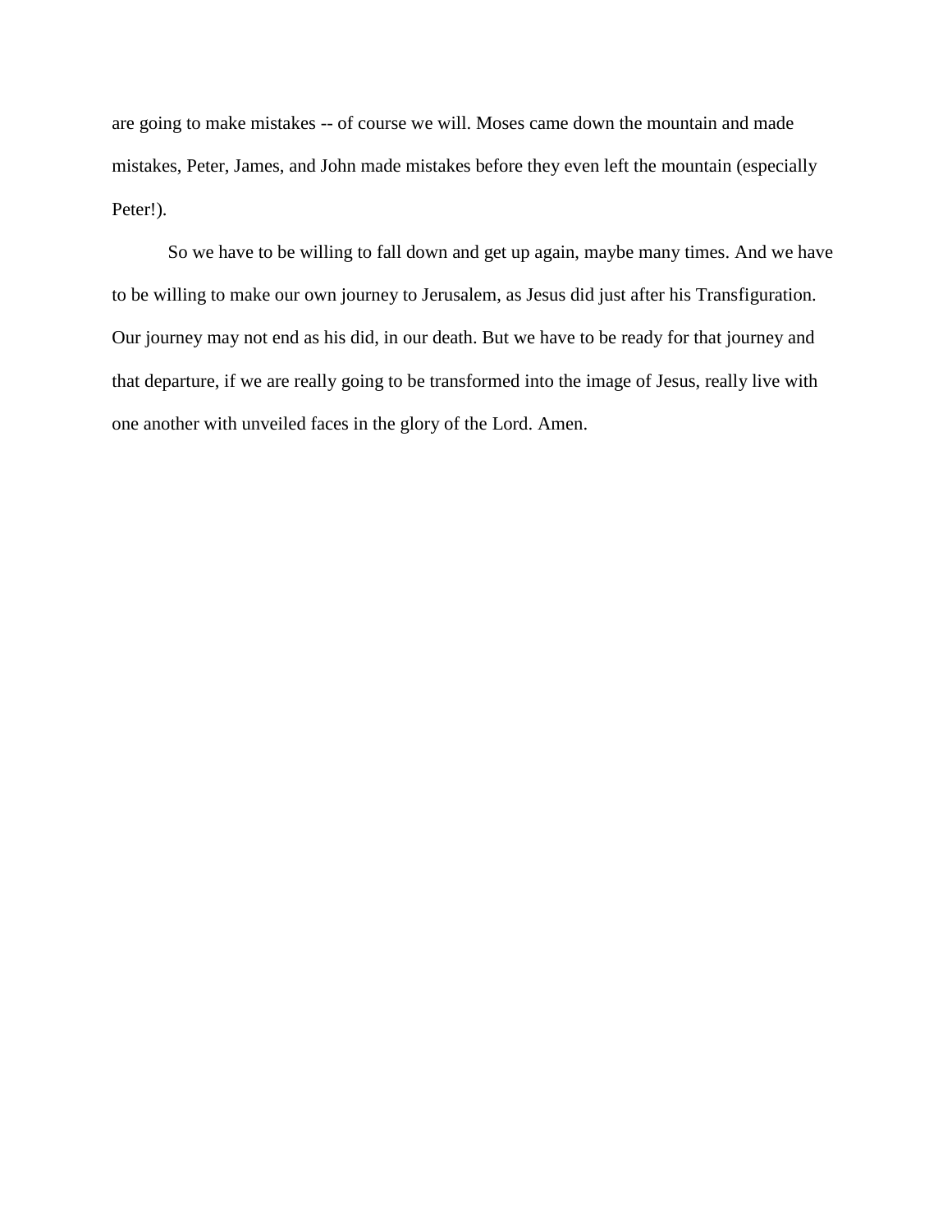are going to make mistakes -- of course we will. Moses came down the mountain and made mistakes, Peter, James, and John made mistakes before they even left the mountain (especially Peter!).

So we have to be willing to fall down and get up again, maybe many times. And we have to be willing to make our own journey to Jerusalem, as Jesus did just after his Transfiguration. Our journey may not end as his did, in our death. But we have to be ready for that journey and that departure, if we are really going to be transformed into the image of Jesus, really live with one another with unveiled faces in the glory of the Lord. Amen.